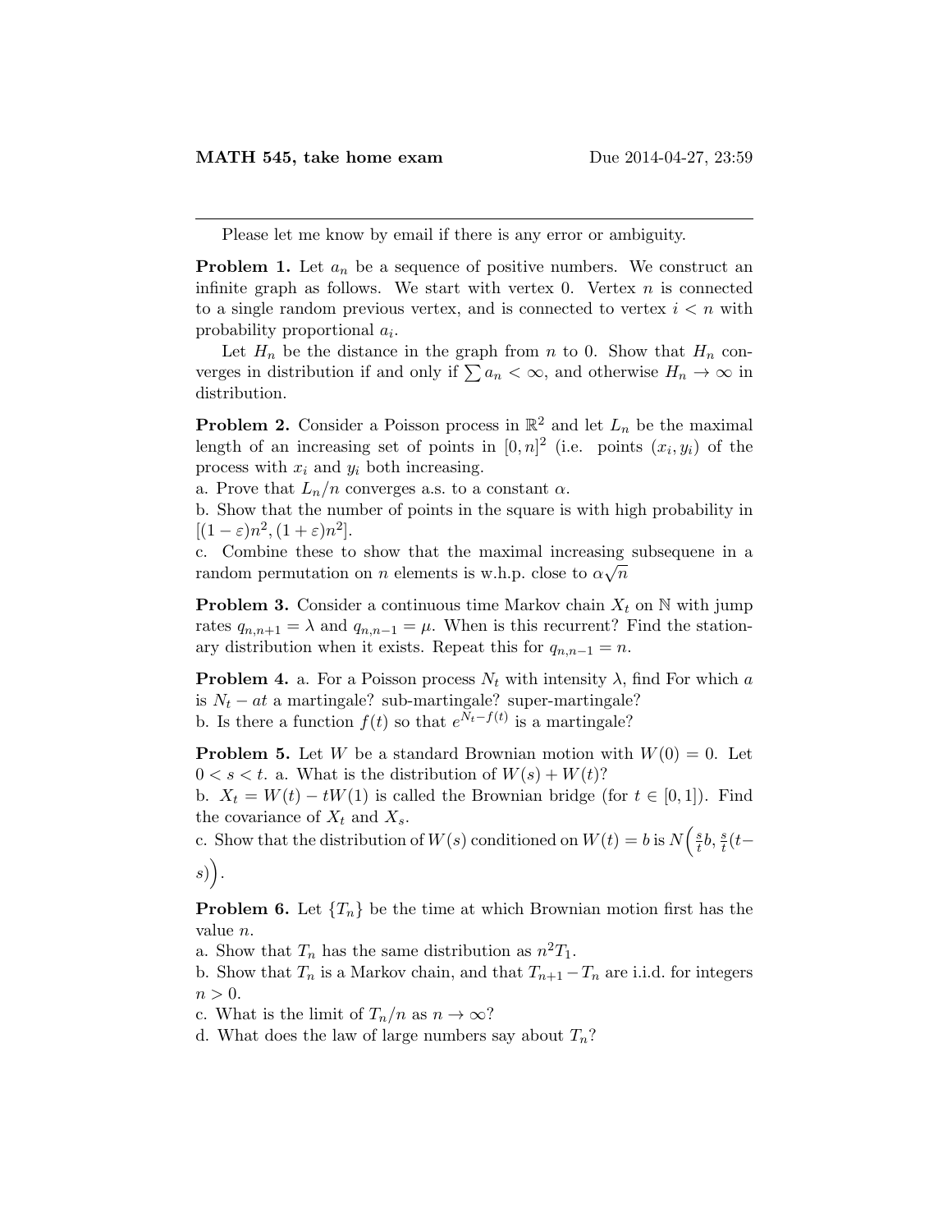**MATH 545, take home exam** Due 2014-04-27, 23:59

---

Please let me know by email if there is any error or ambiguity.

**Problem 1.** Let $a_n$ be a sequence of positive numbers. We construct an infinite graph as follows. We start with vertex 0. Vertex $n$ is connected to a single random previous vertex, and is connected to vertex $i < n$ with probability proportional $a_i$.

Let $H_n$ be the distance in the graph from $n$ to 0. Show that $H_n$ converges in distribution if and only if $\sum a_n < \infty$, and otherwise $H_n \to \infty$ in distribution.

**Problem 2.** Consider a Poisson process in $\mathbb{R}^2$ and let $L_n$ be the maximal length of an increasing set of points in $[0, n]^2$ (i.e. points $(x_i, y_i)$ of the process with $x_i$ and $y_i$ both increasing.

a. Prove that $L_n/n$ converges a.s. to a constant $\alpha$.

b. Show that the number of points in the square is with high probability in $[(1-\varepsilon)n^2, (1+\varepsilon)n^2]$.

c. Combine these to show that the maximal increasing subsequene in a random permutation on $n$ elements is w.h.p. close to $\alpha\sqrt{n}$

**Problem 3.** Consider a continuous time Markov chain $X_t$ on $\mathbb{N}$ with jump rates $q_{n,n+1} = \lambda$ and $q_{n,n-1} = \mu$. When is this recurrent? Find the stationary distribution when it exists. Repeat this for $q_{n,n-1} = n$.

**Problem 4.** a. For a Poisson process $N_t$ with intensity $\lambda$, find For which $a$ is $N_t - at$ a martingale? sub-martingale? super-martingale?

b. Is there a function $f(t)$ so that $e^{N_t - f(t)}$ is a martingale?

**Problem 5.** Let $W$ be a standard Brownian motion with $W(0) = 0$. Let $0 < s < t$. a. What is the distribution of $W(s) + W(t)$?

b. $X_t = W(t) - tW(1)$ is called the Brownian bridge (for $t \in [0, 1]$). Find the covariance of $X_t$ and $X_s$.

c. Show that the distribution of $W(s)$ conditioned on $W(t) = b$ is $N\Big(\frac{s}{t}b, \frac{s}{t}(t-s)\Big)$.

**Problem 6.** Let $\{T_n\}$ be the time at which Brownian motion first has the value $n$.

a. Show that $T_n$ has the same distribution as $n^2 T_1$.

b. Show that $T_n$ is a Markov chain, and that $T_{n+1} - T_n$ are i.i.d. for integers $n > 0$.

c. What is the limit of $T_n/n$ as $n \to \infty$?

d. What does the law of large numbers say about $T_n$?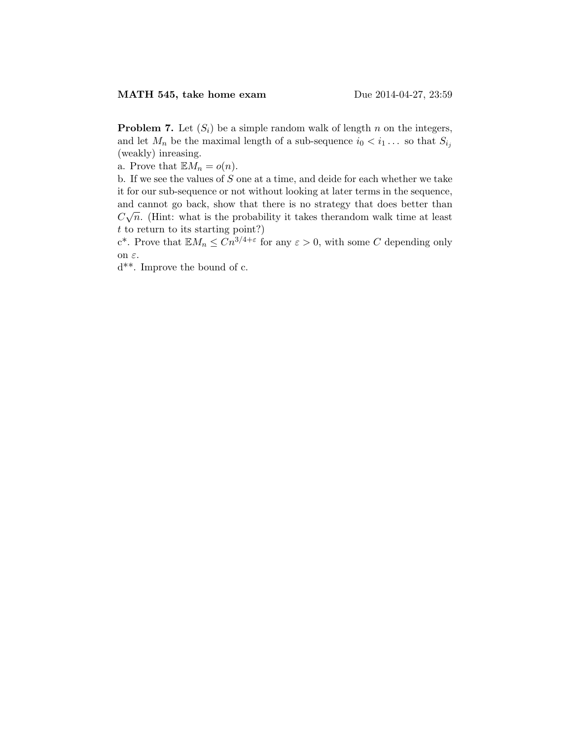**MATH 545, take home exam** Due 2014-04-27, 23:59

**Problem 7.** Let $(S_i)$ be a simple random walk of length $n$ on the integers, and let $M_n$ be the maximal length of a sub-sequence $i_0 < i_1 \dots$ so that $S_{i_j}$ (weakly) inreasing.

a. Prove that $\mathbb{E}M_n = o(n)$.

b. If we see the values of $S$ one at a time, and deide for each whether we take it for our sub-sequence or not without looking at later terms in the sequence, and cannot go back, show that there is no strategy that does better than $C\sqrt{n}$. (Hint: what is the probability it takes therandom walk time at least $t$ to return to its starting point?)

c*. Prove that $\mathbb{E}M_n \leq Cn^{3/4+\varepsilon}$ for any $\varepsilon > 0$, with some $C$ depending only on $\varepsilon$.

d**. Improve the bound of c.